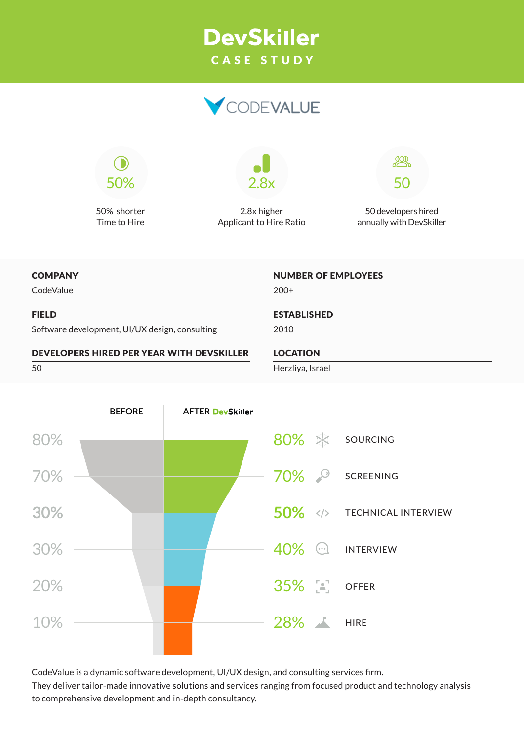# DevSkiller

## CASE STUDY

CODEVALUE

**50%**
50% shorter Time to Hire

**2.8x**
2.8x higher Applicant to Hire Ratio

**50**
50 developers hired annually with DevSkiller

**COMPANY**
CodeValue

**NUMBER OF EMPLOYEES**
200+

**FIELD**
Software development, UI/UX design, consulting

**ESTABLISHED**
2010

**DEVELOPERS HIRED PER YEAR WITH DEVSKILLER**
50

**LOCATION**
Herzliya, Israel

| BEFORE | AFTER DevSkiller | Stage |
|---|---|---|
| 80% | 80% | SOURCING |
| 70% | 70% | SCREENING |
| 30% | 50% | TECHNICAL INTERVIEW |
| 30% | 40% | INTERVIEW |
| 20% | 35% | OFFER |
| 10% | 28% | HIRE |

CodeValue is a dynamic software development, UI/UX design, and consulting services firm.
They deliver tailor-made innovative solutions and services ranging from focused product and technology analysis to comprehensive development and in-depth consultancy.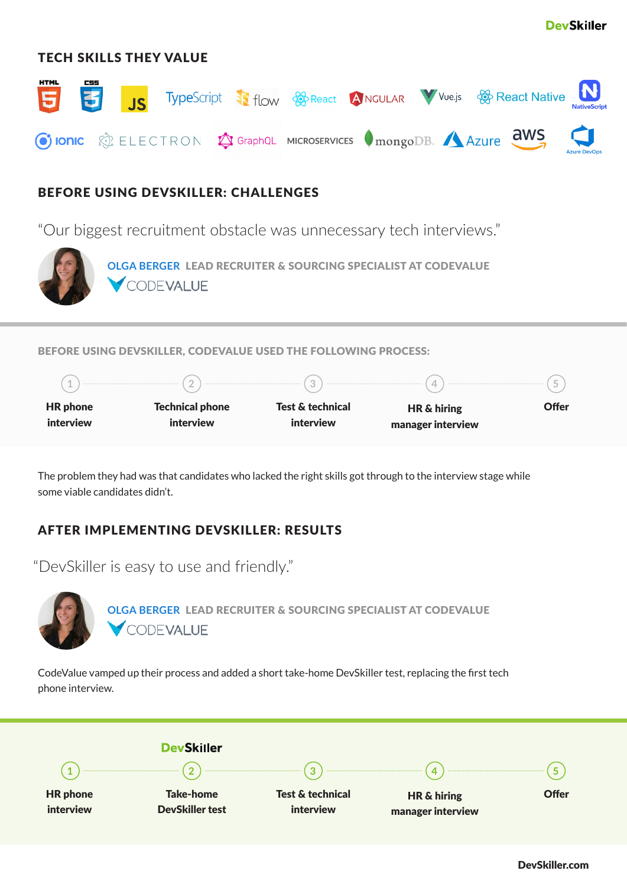## TECH SKILLS THEY VALUE

HTML5, CSS3, JS, TypeScript, flow, React, Angular, Vue.js, React Native, NativeScript, Ionic, Electron, GraphQL, MICROSERVICES, mongoDB, Azure, aws, Azure DevOps

## BEFORE USING DEVSKILLER: CHALLENGES

"Our biggest recruitment obstacle was unnecessary tech interviews."

**OLGA BERGER** LEAD RECRUITER & SOURCING SPECIALIST AT CODEVALUE

CODEVALUE

### BEFORE USING DEVSKILLER, CODEVALUE USED THE FOLLOWING PROCESS:

1. **HR phone interview**
2. **Technical phone interview**
3. **Test & technical interview**
4. **HR & hiring manager interview**
5. **Offer**

The problem they had was that candidates who lacked the right skills got through to the interview stage while some viable candidates didn't.

## AFTER IMPLEMENTING DEVSKILLER: RESULTS

"DevSkiller is easy to use and friendly."

**OLGA BERGER** LEAD RECRUITER & SOURCING SPECIALIST AT CODEVALUE

CODEVALUE

CodeValue vamped up their process and added a short take-home DevSkiller test, replacing the first tech phone interview.

1. **HR phone interview**
2. **Take-home DevSkiller test** (DevSkiller)
3. **Test & technical interview**
4. **HR & hiring manager interview**
5. **Offer**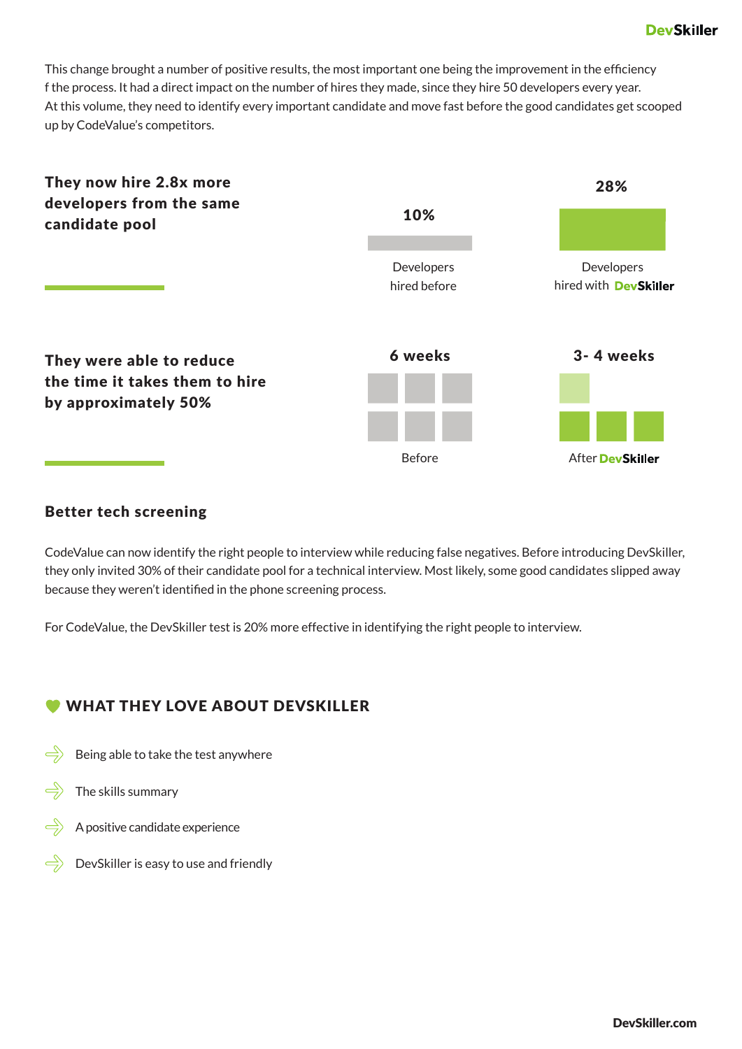This change brought a number of positive results, the most important one being the improvement in the efficiency f the process. It had a direct impact on the number of hires they made, since they hire 50 developers every year. At this volume, they need to identify every important candidate and move fast before the good candidates get scooped up by CodeValue's competitors.

**They now hire 2.8x more developers from the same candidate pool**

10%

Developers hired before

28%

Developers hired with DevSkiller

**They were able to reduce the time it takes them to hire by approximately 50%**

6 weeks

Before

3- 4 weeks

After DevSkiller

### Better tech screening

CodeValue can now identify the right people to interview while reducing false negatives. Before introducing DevSkiller, they only invited 30% of their candidate pool for a technical interview. Most likely, some good candidates slipped away because they weren't identified in the phone screening process.

For CodeValue, the DevSkiller test is 20% more effective in identifying the right people to interview.

## WHAT THEY LOVE ABOUT DEVSKILLER

- Being able to take the test anywhere
- The skills summary
- A positive candidate experience
- DevSkiller is easy to use and friendly